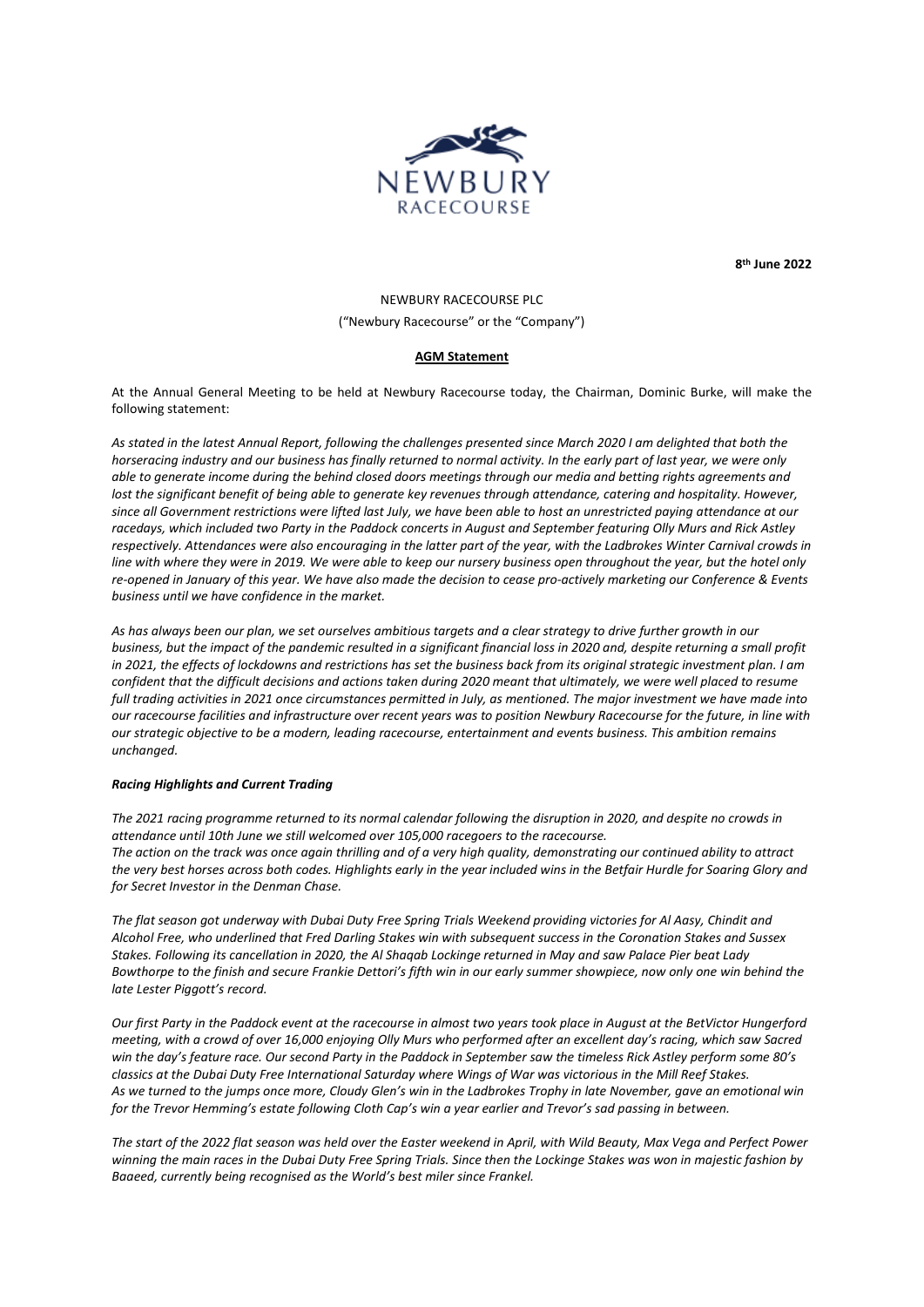8th June 2022

NEWBURY RACECOURSE PLC

("Newbury Racecourse" or the "Company")

**AGM Statement**

At the Annual General Meeting to be held at Newbury Racecourse today, the Chairman, Dominic Burke, will make the following statement:

*As stated in the latest Annual Report, following the challenges presented since March 2020 I am delighted that both the horseracing industry and our business has finally returned to normal activity. In the early part of last year, we were only able to generate income during the behind closed doors meetings through our media and betting rights agreements and lost the significant benefit of being able to generate key revenues through attendance, catering and hospitality. However, since all Government restrictions were lifted last July, we have been able to host an unrestricted paying attendance at our racedays, which included two Party in the Paddock concerts in August and September featuring Olly Murs and Rick Astley respectively. Attendances were also encouraging in the latter part of the year, with the Ladbrokes Winter Carnival crowds in line with where they were in 2019. We were able to keep our nursery business open throughout the year, but the hotel only re-opened in January of this year. We have also made the decision to cease pro-actively marketing our Conference & Events business until we have confidence in the market.*

*As has always been our plan, we set ourselves ambitious targets and a clear strategy to drive further growth in our business, but the impact of the pandemic resulted in a significant financial loss in 2020 and, despite returning a small profit in 2021, the effects of lockdowns and restrictions has set the business back from its original strategic investment plan. I am confident that the difficult decisions and actions taken during 2020 meant that ultimately, we were well placed to resume full trading activities in 2021 once circumstances permitted in July, as mentioned. The major investment we have made into our racecourse facilities and infrastructure over recent years was to position Newbury Racecourse for the future, in line with our strategic objective to be a modern, leading racecourse, entertainment and events business. This ambition remains unchanged.*

***Racing Highlights and Current Trading***

*The 2021 racing programme returned to its normal calendar following the disruption in 2020, and despite no crowds in attendance until 10th June we still welcomed over 105,000 racegoers to the racecourse.*

*The action on the track was once again thrilling and of a very high quality, demonstrating our continued ability to attract the very best horses across both codes. Highlights early in the year included wins in the Betfair Hurdle for Soaring Glory and for Secret Investor in the Denman Chase.*

*The flat season got underway with Dubai Duty Free Spring Trials Weekend providing victories for Al Aasy, Chindit and Alcohol Free, who underlined that Fred Darling Stakes win with subsequent success in the Coronation Stakes and Sussex Stakes. Following its cancellation in 2020, the Al Shaqab Lockinge returned in May and saw Palace Pier beat Lady Bowthorpe to the finish and secure Frankie Dettori's fifth win in our early summer showpiece, now only one win behind the late Lester Piggott's record.*

*Our first Party in the Paddock event at the racecourse in almost two years took place in August at the BetVictor Hungerford meeting, with a crowd of over 16,000 enjoying Olly Murs who performed after an excellent day's racing, which saw Sacred win the day's feature race. Our second Party in the Paddock in September saw the timeless Rick Astley perform some 80's classics at the Dubai Duty Free International Saturday where Wings of War was victorious in the Mill Reef Stakes.*

*As we turned to the jumps once more, Cloudy Glen's win in the Ladbrokes Trophy in late November, gave an emotional win for the Trevor Hemming's estate following Cloth Cap's win a year earlier and Trevor's sad passing in between.*

*The start of the 2022 flat season was held over the Easter weekend in April, with Wild Beauty, Max Vega and Perfect Power winning the main races in the Dubai Duty Free Spring Trials. Since then the Lockinge Stakes was won in majestic fashion by Baaeed, currently being recognised as the World's best miler since Frankel.*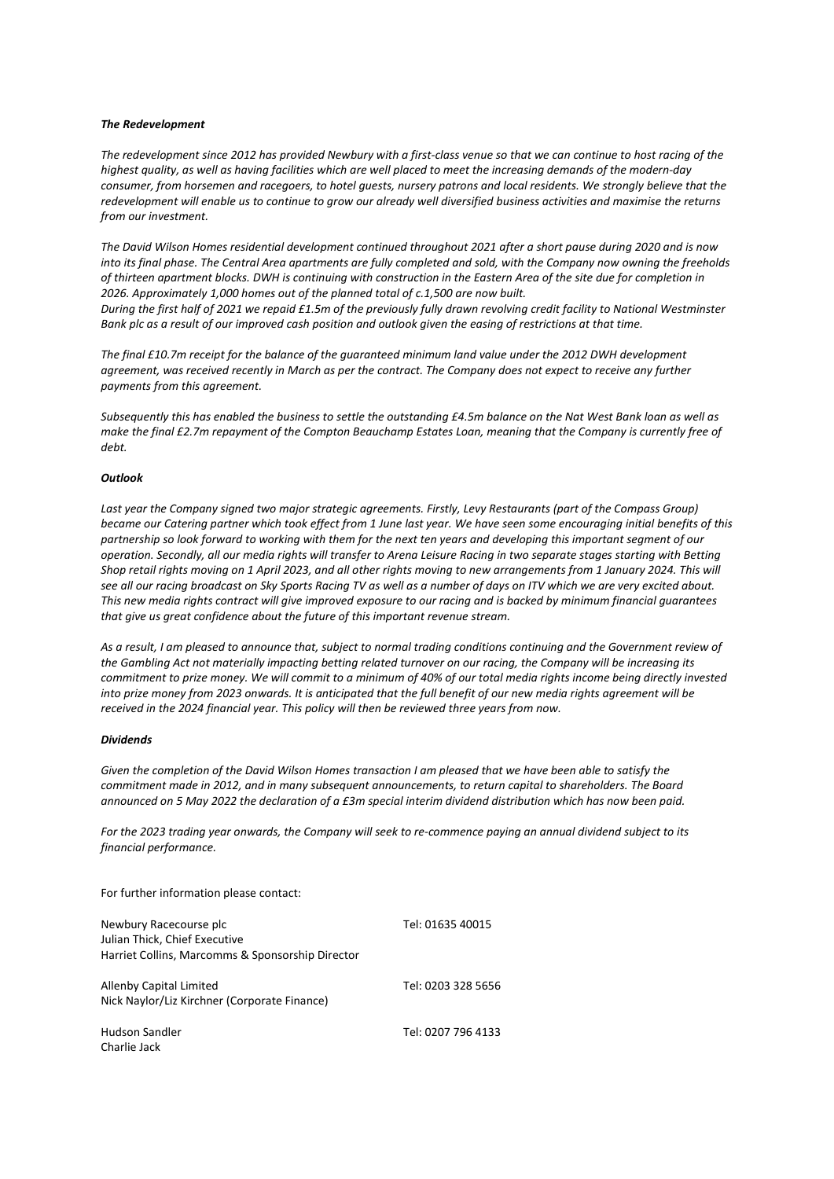***The Redevelopment***

*The redevelopment since 2012 has provided Newbury with a first-class venue so that we can continue to host racing of the highest quality, as well as having facilities which are well placed to meet the increasing demands of the modern-day consumer, from horsemen and racegoers, to hotel guests, nursery patrons and local residents. We strongly believe that the redevelopment will enable us to continue to grow our already well diversified business activities and maximise the returns from our investment.*

*The David Wilson Homes residential development continued throughout 2021 after a short pause during 2020 and is now into its final phase. The Central Area apartments are fully completed and sold, with the Company now owning the freeholds of thirteen apartment blocks. DWH is continuing with construction in the Eastern Area of the site due for completion in 2026. Approximately 1,000 homes out of the planned total of c.1,500 are now built.*
*During the first half of 2021 we repaid £1.5m of the previously fully drawn revolving credit facility to National Westminster Bank plc as a result of our improved cash position and outlook given the easing of restrictions at that time.*

*The final £10.7m receipt for the balance of the guaranteed minimum land value under the 2012 DWH development agreement, was received recently in March as per the contract. The Company does not expect to receive any further payments from this agreement.*

*Subsequently this has enabled the business to settle the outstanding £4.5m balance on the Nat West Bank loan as well as make the final £2.7m repayment of the Compton Beauchamp Estates Loan, meaning that the Company is currently free of debt.*

***Outlook***

*Last year the Company signed two major strategic agreements. Firstly, Levy Restaurants (part of the Compass Group) became our Catering partner which took effect from 1 June last year. We have seen some encouraging initial benefits of this partnership so look forward to working with them for the next ten years and developing this important segment of our operation. Secondly, all our media rights will transfer to Arena Leisure Racing in two separate stages starting with Betting Shop retail rights moving on 1 April 2023, and all other rights moving to new arrangements from 1 January 2024. This will see all our racing broadcast on Sky Sports Racing TV as well as a number of days on ITV which we are very excited about. This new media rights contract will give improved exposure to our racing and is backed by minimum financial guarantees that give us great confidence about the future of this important revenue stream.*

*As a result, I am pleased to announce that, subject to normal trading conditions continuing and the Government review of the Gambling Act not materially impacting betting related turnover on our racing, the Company will be increasing its commitment to prize money. We will commit to a minimum of 40% of our total media rights income being directly invested into prize money from 2023 onwards. It is anticipated that the full benefit of our new media rights agreement will be received in the 2024 financial year. This policy will then be reviewed three years from now.*

***Dividends***

*Given the completion of the David Wilson Homes transaction I am pleased that we have been able to satisfy the commitment made in 2012, and in many subsequent announcements, to return capital to shareholders. The Board announced on 5 May 2022 the declaration of a £3m special interim dividend distribution which has now been paid.*

*For the 2023 trading year onwards, the Company will seek to re-commence paying an annual dividend subject to its financial performance.*

For further information please contact:

| | |
|---|---|
| Newbury Racecourse plc<br>Julian Thick, Chief Executive<br>Harriet Collins, Marcomms & Sponsorship Director | Tel: 01635 40015 |
| Allenby Capital Limited<br>Nick Naylor/Liz Kirchner (Corporate Finance) | Tel: 0203 328 5656 |
| Hudson Sandler<br>Charlie Jack | Tel: 0207 796 4133 |